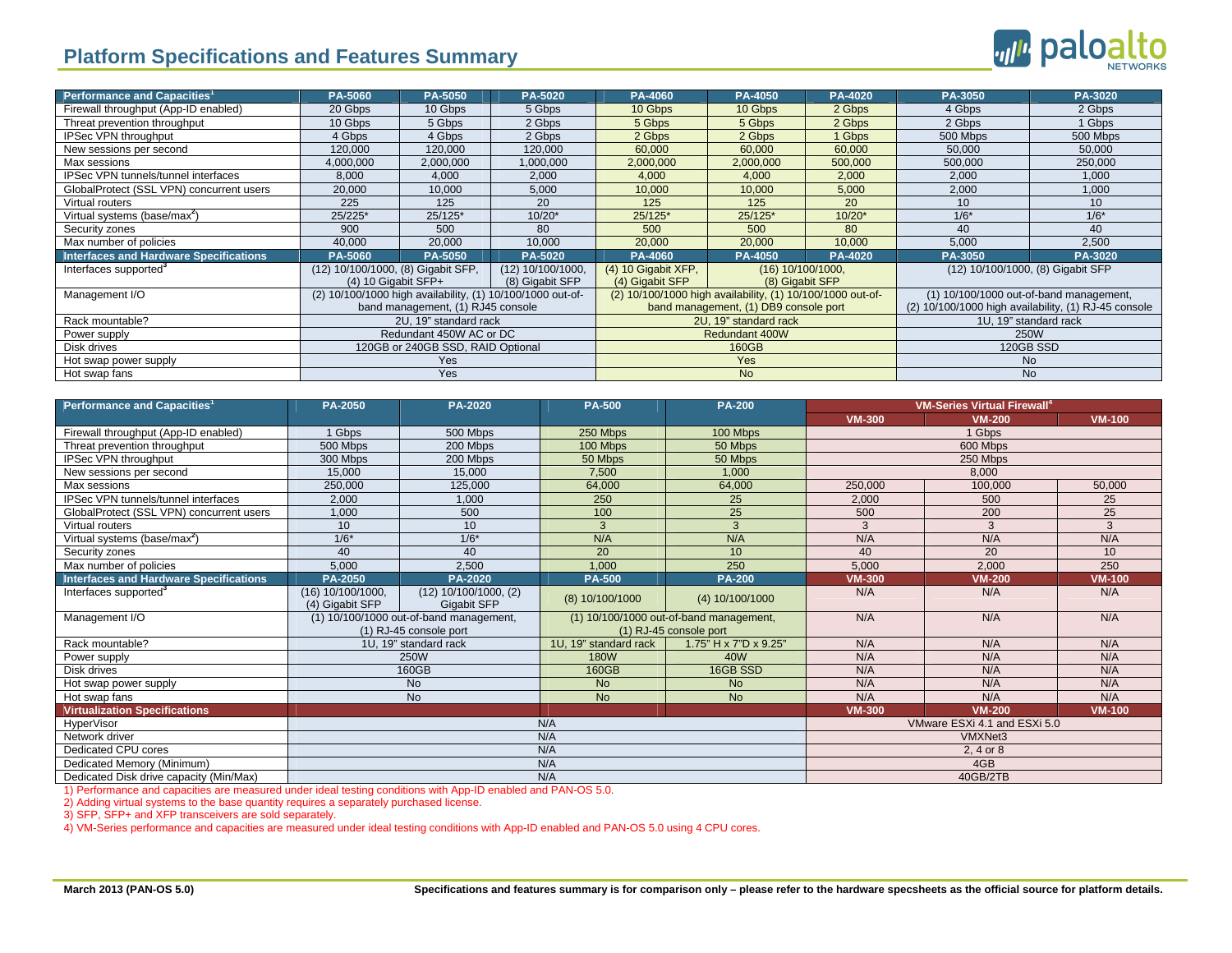# Platform Specifications and Features Summary

| Performance and Capacities[1] | PA-5060 | PA-5050 | PA-5020 | PA-4060 | PA-4050 | PA-4020 | PA-3050 | PA-3020 |
|---|---|---|---|---|---|---|---|---|
| Firewall throughput (App-ID enabled) | 20 Gbps | 10 Gbps | 5 Gbps | 10 Gbps | 10 Gbps | 2 Gbps | 4 Gbps | 2 Gbps |
| Threat prevention throughput | 10 Gbps | 5 Gbps | 2 Gbps | 5 Gbps | 5 Gbps | 2 Gbps | 2 Gbps | 1 Gbps |
| IPSec VPN throughput | 4 Gbps | 4 Gbps | 2 Gbps | 2 Gbps | 2 Gbps | 1 Gbps | 500 Mbps | 500 Mbps |
| New sessions per second | 120,000 | 120,000 | 120,000 | 60,000 | 60,000 | 60,000 | 50,000 | 50,000 |
| Max sessions | 4,000,000 | 2,000,000 | 1,000,000 | 2,000,000 | 2,000,000 | 500,000 | 500,000 | 250,000 |
| IPSec VPN tunnels/tunnel interfaces | 8,000 | 4,000 | 2,000 | 4,000 | 4,000 | 2,000 | 2,000 | 1,000 |
| GlobalProtect (SSL VPN) concurrent users | 20,000 | 10,000 | 5,000 | 10,000 | 10,000 | 5,000 | 2,000 | 1,000 |
| Virtual routers | 225 | 125 | 20 | 125 | 125 | 20 | 10 | 10 |
| Virtual systems (base/max[2]) | 25/225* | 25/125* | 10/20* | 25/125* | 25/125* | 10/20* | 1/6* | 1/6* |
| Security zones | 900 | 500 | 80 | 500 | 500 | 80 | 40 | 40 |
| Max number of policies | 40,000 | 20,000 | 10,000 | 20,000 | 20,000 | 10,000 | 5,000 | 2,500 |
| **Interfaces and Hardware Specifications** | **PA-5060** | **PA-5050** | **PA-5020** | **PA-4060** | **PA-4050** | **PA-4020** | **PA-3050** | **PA-3020** |
| Interfaces supported[3] | (12) 10/100/1000, (8) Gigabit SFP, (4) 10 Gigabit SFP+ | | (12) 10/100/1000, (8) Gigabit SFP | (4) 10 Gigabit XFP, (4) Gigabit SFP | (16) 10/100/1000, (8) Gigabit SFP | | (12) 10/100/1000, (8) Gigabit SFP | |
| Management I/O | (2) 10/100/1000 high availability, (1) 10/100/1000 out-of-band management, (1) RJ45 console | | | (2) 10/100/1000 high availability, (1) 10/100/1000 out-of-band management, (1) DB9 console port | | | (1) 10/100/1000 out-of-band management, (2) 10/100/1000 high availability, (1) RJ-45 console | |
| Rack mountable? | 2U, 19" standard rack | | | 2U, 19" standard rack | | | 1U, 19" standard rack | |
| Power supply | Redundant 450W AC or DC | | | Redundant 400W | | | 250W | |
| Disk drives | 120GB or 240GB SSD, RAID Optional | | | 160GB | | | 120GB SSD | |
| Hot swap power supply | Yes | | | Yes | | | No | |
| Hot swap fans | Yes | | | No | | | No | |

| Performance and Capacities[1] | PA-2050 | PA-2020 | PA-500 | PA-200 | VM-Series Virtual Firewall[4] | | |
|---|---|---|---|---|---|---|---|
| | | | | | **VM-300** | **VM-200** | **VM-100** |
| Firewall throughput (App-ID enabled) | 1 Gbps | 500 Mbps | 250 Mbps | 100 Mbps | 1 Gbps | | |
| Threat prevention throughput | 500 Mbps | 200 Mbps | 100 Mbps | 50 Mbps | 600 Mbps | | |
| IPSec VPN throughput | 300 Mbps | 200 Mbps | 50 Mbps | 50 Mbps | 250 Mbps | | |
| New sessions per second | 15,000 | 15,000 | 7,500 | 1,000 | 8,000 | | |
| Max sessions | 250,000 | 125,000 | 64,000 | 64,000 | 250,000 | 100,000 | 50,000 |
| IPSec VPN tunnels/tunnel interfaces | 2,000 | 1,000 | 250 | 25 | 2,000 | 500 | 25 |
| GlobalProtect (SSL VPN) concurrent users | 1,000 | 500 | 100 | 25 | 500 | 200 | 25 |
| Virtual routers | 10 | 10 | 3 | 3 | 3 | 3 | 3 |
| Virtual systems (base/max[2]) | 1/6* | 1/6* | N/A | N/A | N/A | N/A | N/A |
| Security zones | 40 | 40 | 20 | 10 | 40 | 20 | 10 |
| Max number of policies | 5,000 | 2,500 | 1,000 | 250 | 5,000 | 2,000 | 250 |
| **Interfaces and Hardware Specifications** | **PA-2050** | **PA-2020** | **PA-500** | **PA-200** | **VM-300** | **VM-200** | **VM-100** |
| Interfaces supported[3] | (16) 10/100/1000, (4) Gigabit SFP | (12) 10/100/1000, (2) Gigabit SFP | (8) 10/100/1000 | (4) 10/100/1000 | N/A | N/A | N/A |
| Management I/O | (1) 10/100/1000 out-of-band management, (1) RJ-45 console port | | (1) 10/100/1000 out-of-band management, (1) RJ-45 console port | | N/A | N/A | N/A |
| Rack mountable? | 1U, 19" standard rack | | 1U, 19" standard rack | 1.75" H x 7"D x 9.25" | N/A | N/A | N/A |
| Power supply | 250W | | 180W | 40W | N/A | N/A | N/A |
| Disk drives | 160GB | | 160GB | 16GB SSD | N/A | N/A | N/A |
| Hot swap power supply | No | | No | No | N/A | N/A | N/A |
| Hot swap fans | No | | No | No | N/A | N/A | N/A |
| **Virtualization Specifications** | | | | | **VM-300** | **VM-200** | **VM-100** |
| HyperVisor | N/A | | | | VMware ESXi 4.1 and ESXi 5.0 | | |
| Network driver | N/A | | | | VMXNet3 | | |
| Dedicated CPU cores | N/A | | | | 2, 4 or 8 | | |
| Dedicated Memory (Minimum) | N/A | | | | 4GB | | |
| Dedicated Disk drive capacity (Min/Max) | N/A | | | | 40GB/2TB | | |

1) Performance and capacities are measured under ideal testing conditions with App-ID enabled and PAN-OS 5.0.
2) Adding virtual systems to the base quantity requires a separately purchased license.
3) SFP, SFP+ and XFP transceivers are sold separately.
4) VM-Series performance and capacities are measured under ideal testing conditions with App-ID enabled and PAN-OS 5.0 using 4 CPU cores.

**March 2013 (PAN-OS 5.0)**

**Specifications and features summary is for comparison only – please refer to the hardware specsheets as the official source for platform details.**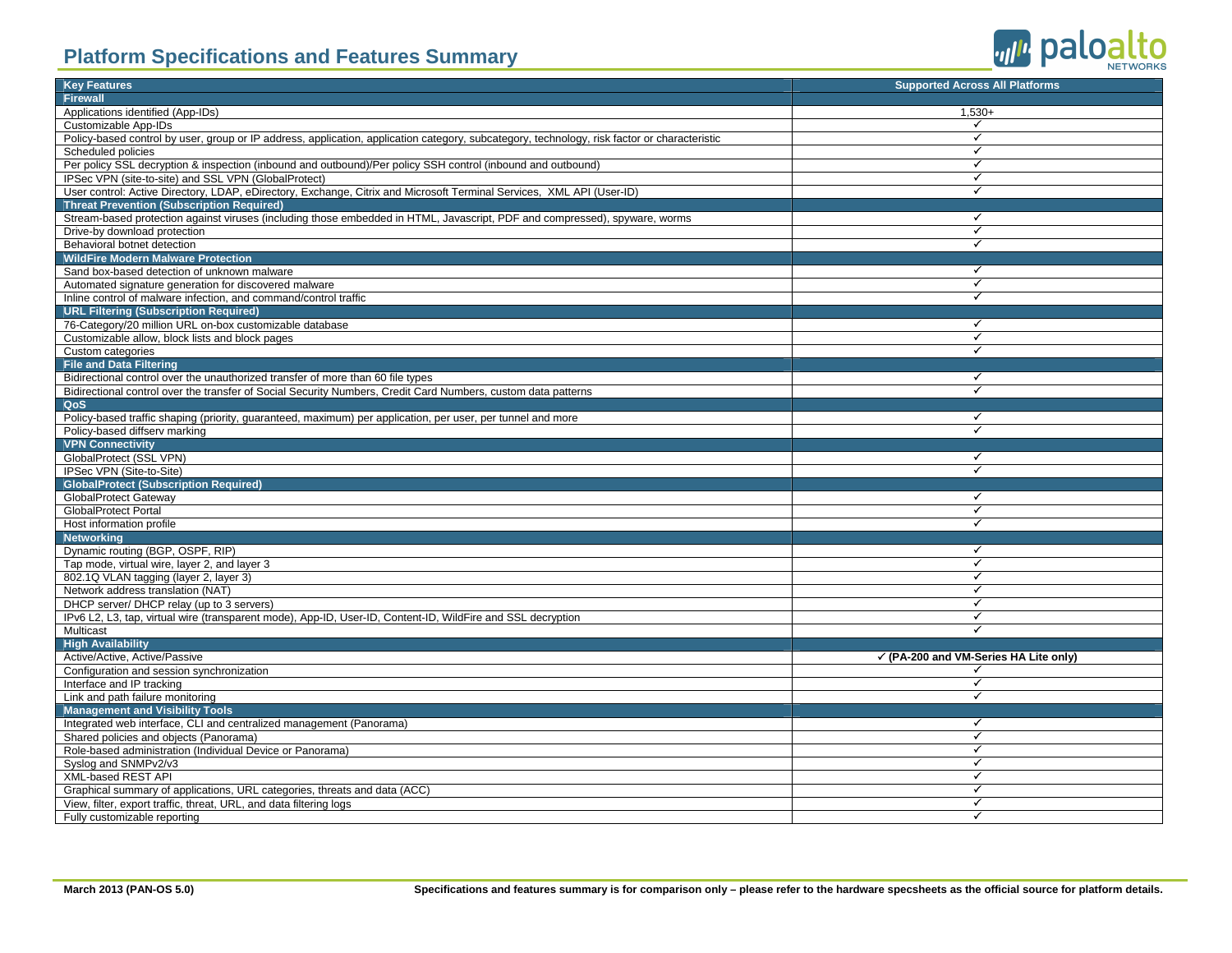## Platform Specifications and Features Summary

| Key Features | Supported Across All Platforms |
|---|---|
| **Firewall** | |
| Applications identified (App-IDs) | 1,530+ |
| Customizable App-IDs | ✓ |
| Policy-based control by user, group or IP address, application, application category, subcategory, technology, risk factor or characteristic | ✓ |
| Scheduled policies | ✓ |
| Per policy SSL decryption & inspection (inbound and outbound)/Per policy SSH control (inbound and outbound) | ✓ |
| IPSec VPN (site-to-site) and SSL VPN (GlobalProtect) | ✓ |
| User control: Active Directory, LDAP, eDirectory, Exchange, Citrix and Microsoft Terminal Services, XML API (User-ID) | ✓ |
| **Threat Prevention (Subscription Required)** | |
| Stream-based protection against viruses (including those embedded in HTML, Javascript, PDF and compressed), spyware, worms | ✓ |
| Drive-by download protection | ✓ |
| Behavioral botnet detection | ✓ |
| **WildFire Modern Malware Protection** | |
| Sand box-based detection of unknown malware | ✓ |
| Automated signature generation for discovered malware | ✓ |
| Inline control of malware infection, and command/control traffic | ✓ |
| **URL Filtering (Subscription Required)** | |
| 76-Category/20 million URL on-box customizable database | ✓ |
| Customizable allow, block lists and block pages | ✓ |
| Custom categories | ✓ |
| **File and Data Filtering** | |
| Bidirectional control over the unauthorized transfer of more than 60 file types | ✓ |
| Bidirectional control over the transfer of Social Security Numbers, Credit Card Numbers, custom data patterns | ✓ |
| **QoS** | |
| Policy-based traffic shaping (priority, guaranteed, maximum) per application, per user, per tunnel and more | ✓ |
| Policy-based diffserv marking | ✓ |
| **VPN Connectivity** | |
| GlobalProtect (SSL VPN) | ✓ |
| IPSec VPN (Site-to-Site) | ✓ |
| **GlobalProtect (Subscription Required)** | |
| GlobalProtect Gateway | ✓ |
| GlobalProtect Portal | ✓ |
| Host information profile | ✓ |
| **Networking** | |
| Dynamic routing (BGP, OSPF, RIP) | ✓ |
| Tap mode, virtual wire, layer 2, and layer 3 | ✓ |
| 802.1Q VLAN tagging (layer 2, layer 3) | ✓ |
| Network address translation (NAT) | ✓ |
| DHCP server/ DHCP relay (up to 3 servers) | ✓ |
| IPv6 L2, L3, tap, virtual wire (transparent mode), App-ID, User-ID, Content-ID, WildFire and SSL decryption | ✓ |
| Multicast | ✓ |
| **High Availability** | |
| Active/Active, Active/Passive | **✓ (PA-200 and VM-Series HA Lite only)** |
| Configuration and session synchronization | ✓ |
| Interface and IP tracking | ✓ |
| Link and path failure monitoring | ✓ |
| **Management and Visibility Tools** | |
| Integrated web interface, CLI and centralized management (Panorama) | ✓ |
| Shared policies and objects (Panorama) | ✓ |
| Role-based administration (Individual Device or Panorama) | ✓ |
| Syslog and SNMPv2/v3 | ✓ |
| XML-based REST API | ✓ |
| Graphical summary of applications, URL categories, threats and data (ACC) | ✓ |
| View, filter, export traffic, threat, URL, and data filtering logs | ✓ |
| Fully customizable reporting | ✓ |

**March 2013 (PAN-OS 5.0)**

**Specifications and features summary is for comparison only – please refer to the hardware specsheets as the official source for platform details.**